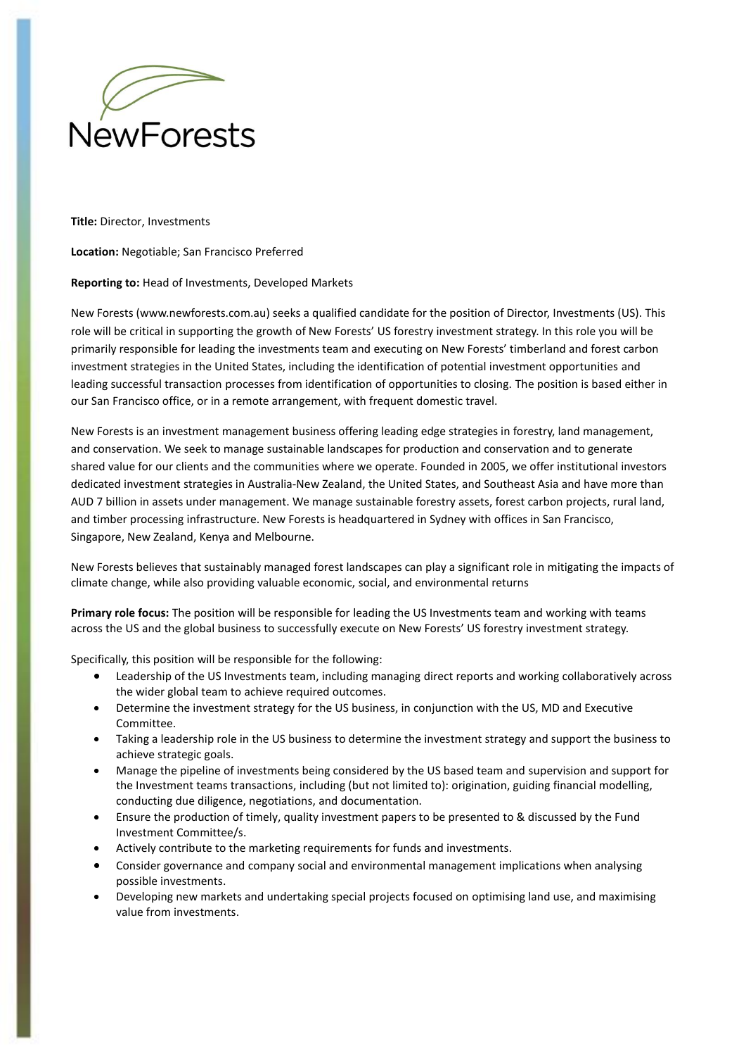NewForests

**Title:** Director, Investments

**Location:** Negotiable; San Francisco Preferred

**Reporting to:** Head of Investments, Developed Markets

New Forests (www.newforests.com.au) seeks a qualified candidate for the position of Director, Investments (US). This role will be critical in supporting the growth of New Forests' US forestry investment strategy. In this role you will be primarily responsible for leading the investments team and executing on New Forests' timberland and forest carbon investment strategies in the United States, including the identification of potential investment opportunities and leading successful transaction processes from identification of opportunities to closing. The position is based either in our San Francisco office, or in a remote arrangement, with frequent domestic travel.

New Forests is an investment management business offering leading edge strategies in forestry, land management, and conservation. We seek to manage sustainable landscapes for production and conservation and to generate shared value for our clients and the communities where we operate. Founded in 2005, we offer institutional investors dedicated investment strategies in Australia-New Zealand, the United States, and Southeast Asia and have more than AUD 7 billion in assets under management. We manage sustainable forestry assets, forest carbon projects, rural land, and timber processing infrastructure. New Forests is headquartered in Sydney with offices in San Francisco, Singapore, New Zealand, Kenya and Melbourne.

New Forests believes that sustainably managed forest landscapes can play a significant role in mitigating the impacts of climate change, while also providing valuable economic, social, and environmental returns

**Primary role focus:** The position will be responsible for leading the US Investments team and working with teams across the US and the global business to successfully execute on New Forests' US forestry investment strategy.

Specifically, this position will be responsible for the following:

- Leadership of the US Investments team, including managing direct reports and working collaboratively across the wider global team to achieve required outcomes.
- Determine the investment strategy for the US business, in conjunction with the US, MD and Executive Committee.
- Taking a leadership role in the US business to determine the investment strategy and support the business to achieve strategic goals.
- Manage the pipeline of investments being considered by the US based team and supervision and support for the Investment teams transactions, including (but not limited to): origination, guiding financial modelling, conducting due diligence, negotiations, and documentation.
- Ensure the production of timely, quality investment papers to be presented to & discussed by the Fund Investment Committee/s.
- Actively contribute to the marketing requirements for funds and investments.
- Consider governance and company social and environmental management implications when analysing possible investments.
- Developing new markets and undertaking special projects focused on optimising land use, and maximising value from investments.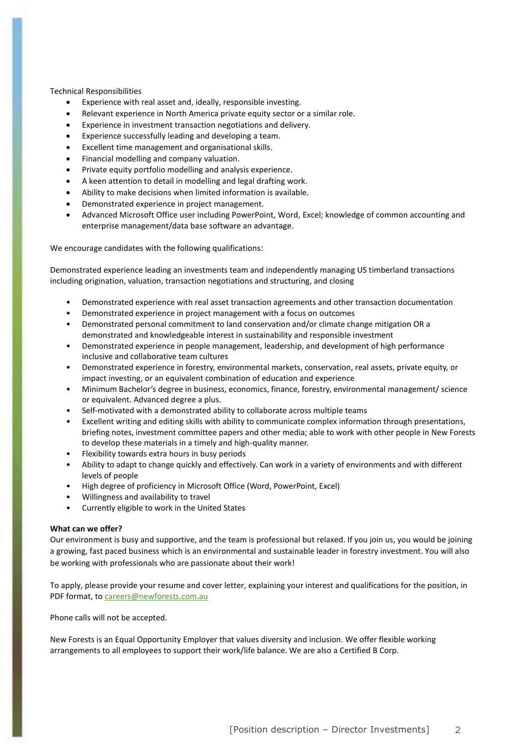Technical Responsibilities

- Experience with real asset and, ideally, responsible investing.
- Relevant experience in North America private equity sector or a similar role.
- Experience in investment transaction negotiations and delivery.
- Experience successfully leading and developing a team.
- Excellent time management and organisational skills.
- Financial modelling and company valuation.
- Private equity portfolio modelling and analysis experience.
- A keen attention to detail in modelling and legal drafting work.
- Ability to make decisions when limited information is available.
- Demonstrated experience in project management.
- Advanced Microsoft Office user including PowerPoint, Word, Excel; knowledge of common accounting and enterprise management/data base software an advantage.

We encourage candidates with the following qualifications:

Demonstrated experience leading an investments team and independently managing US timberland transactions including origination, valuation, transaction negotiations and structuring, and closing

- Demonstrated experience with real asset transaction agreements and other transaction documentation
- Demonstrated experience in project management with a focus on outcomes
- Demonstrated personal commitment to land conservation and/or climate change mitigation OR a demonstrated and knowledgeable interest in sustainability and responsible investment
- Demonstrated experience in people management, leadership, and development of high performance inclusive and collaborative team cultures
- Demonstrated experience in forestry, environmental markets, conservation, real assets, private equity, or impact investing, or an equivalent combination of education and experience
- Minimum Bachelor's degree in business, economics, finance, forestry, environmental management/ science or equivalent. Advanced degree a plus.
- Self-motivated with a demonstrated ability to collaborate across multiple teams
- Excellent writing and editing skills with ability to communicate complex information through presentations, briefing notes, investment committee papers and other media; able to work with other people in New Forests to develop these materials in a timely and high-quality manner.
- Flexibility towards extra hours in busy periods
- Ability to adapt to change quickly and effectively. Can work in a variety of environments and with different levels of people
- High degree of proficiency in Microsoft Office (Word, PowerPoint, Excel)
- Willingness and availability to travel
- Currently eligible to work in the United States

**What can we offer?**
Our environment is busy and supportive, and the team is professional but relaxed. If you join us, you would be joining a growing, fast paced business which is an environmental and sustainable leader in forestry investment. You will also be working with professionals who are passionate about their work!

To apply, please provide your resume and cover letter, explaining your interest and qualifications for the position, in PDF format, to careers@newforests.com.au

Phone calls will not be accepted.

New Forests is an Equal Opportunity Employer that values diversity and inclusion. We offer flexible working arrangements to all employees to support their work/life balance. We are also a Certified B Corp.